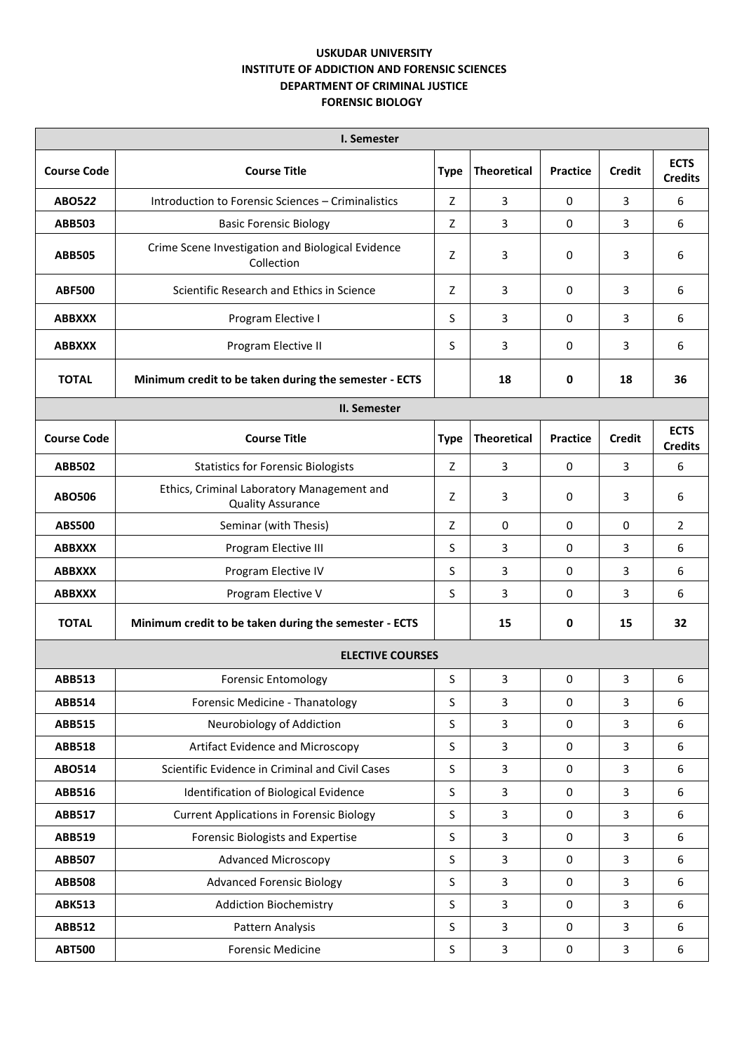**USKUDAR UNIVERSITY**
**INSTITUTE OF ADDICTION AND FORENSIC SCIENCES**
**DEPARTMENT OF CRIMINAL JUSTICE**
**FORENSIC BIOLOGY**

| **I. Semester** | | | | | | |
|---|---|---|---|---|---|---|
| **Course Code** | **Course Title** | **Type** | **Theoretical** | **Practice** | **Credit** | **ECTS Credits** |
| **ABO522** | Introduction to Forensic Sciences – Criminalistics | Z | 3 | 0 | 3 | 6 |
| **ABB503** | Basic Forensic Biology | Z | 3 | 0 | 3 | 6 |
| **ABB505** | Crime Scene Investigation and Biological Evidence Collection | Z | 3 | 0 | 3 | 6 |
| **ABF500** | Scientific Research and Ethics in Science | Z | 3 | 0 | 3 | 6 |
| **ABBXXX** | Program Elective I | S | 3 | 0 | 3 | 6 |
| **ABBXXX** | Program Elective II | S | 3 | 0 | 3 | 6 |
| **TOTAL** | **Minimum credit to be taken during the semester - ECTS** | | **18** | **0** | **18** | **36** |
| **II. Semester** | | | | | | |
| **Course Code** | **Course Title** | **Type** | **Theoretical** | **Practice** | **Credit** | **ECTS Credits** |
| **ABB502** | Statistics for Forensic Biologists | Z | 3 | 0 | 3 | 6 |
| **ABO506** | Ethics, Criminal Laboratory Management and Quality Assurance | Z | 3 | 0 | 3 | 6 |
| **ABS500** | Seminar (with Thesis) | Z | 0 | 0 | 0 | 2 |
| **ABBXXX** | Program Elective III | S | 3 | 0 | 3 | 6 |
| **ABBXXX** | Program Elective IV | S | 3 | 0 | 3 | 6 |
| **ABBXXX** | Program Elective V | S | 3 | 0 | 3 | 6 |
| **TOTAL** | **Minimum credit to be taken during the semester - ECTS** | | **15** | **0** | **15** | **32** |
| **ELECTIVE COURSES** | | | | | | |
| **ABB513** | Forensic Entomology | S | 3 | 0 | 3 | 6 |
| **ABB514** | Forensic Medicine - Thanatology | S | 3 | 0 | 3 | 6 |
| **ABB515** | Neurobiology of Addiction | S | 3 | 0 | 3 | 6 |
| **ABB518** | Artifact Evidence and Microscopy | S | 3 | 0 | 3 | 6 |
| **ABO514** | Scientific Evidence in Criminal and Civil Cases | S | 3 | 0 | 3 | 6 |
| **ABB516** | Identification of Biological Evidence | S | 3 | 0 | 3 | 6 |
| **ABB517** | Current Applications in Forensic Biology | S | 3 | 0 | 3 | 6 |
| **ABB519** | Forensic Biologists and Expertise | S | 3 | 0 | 3 | 6 |
| **ABB507** | Advanced Microscopy | S | 3 | 0 | 3 | 6 |
| **ABB508** | Advanced Forensic Biology | S | 3 | 0 | 3 | 6 |
| **ABK513** | Addiction Biochemistry | S | 3 | 0 | 3 | 6 |
| **ABB512** | Pattern Analysis | S | 3 | 0 | 3 | 6 |
| **ABT500** | Forensic Medicine | S | 3 | 0 | 3 | 6 |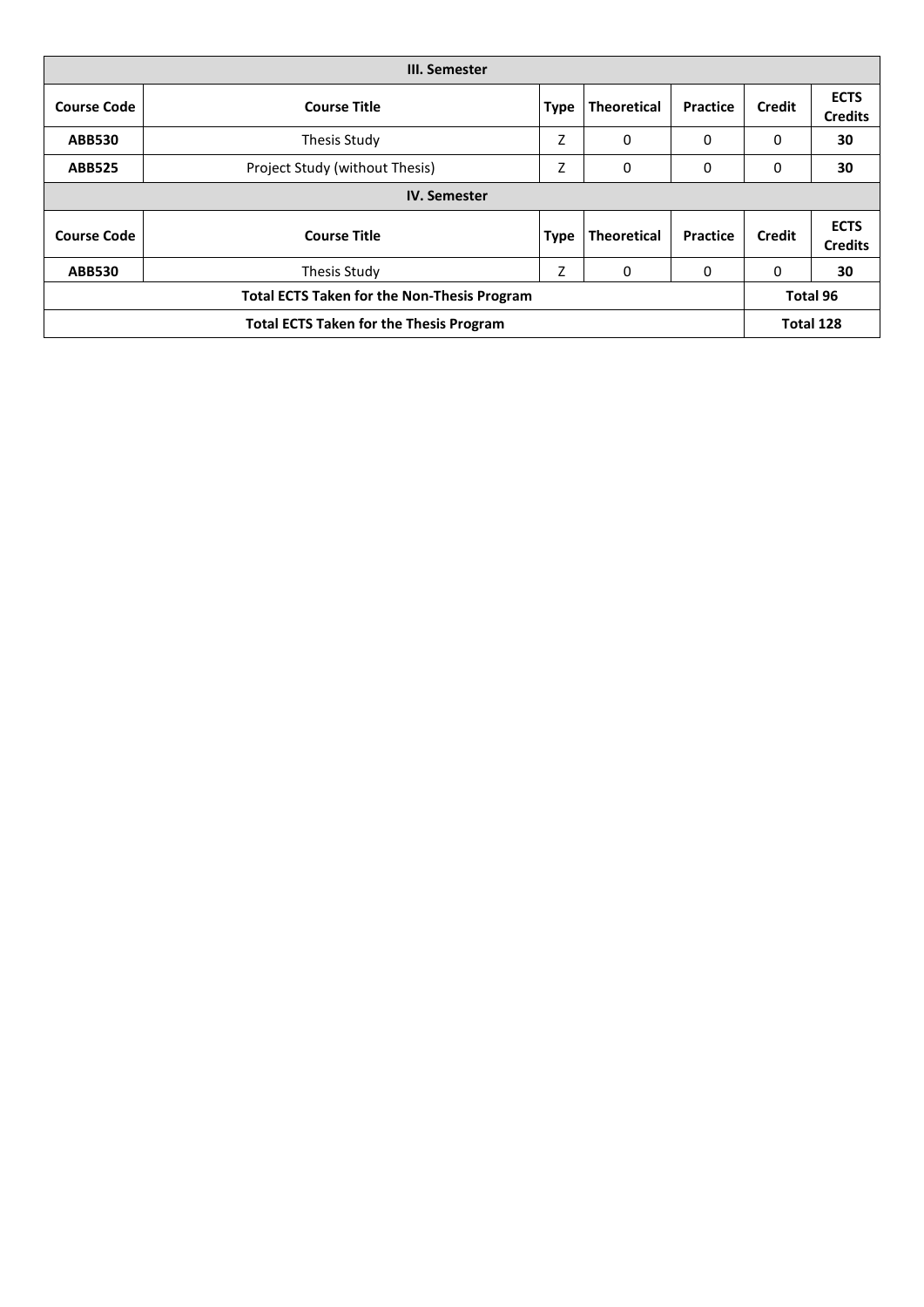| III. Semester | | | | | | |
|---|---|---|---|---|---|---|
| **Course Code** | **Course Title** | **Type** | **Theoretical** | **Practice** | **Credit** | **ECTS Credits** |
| **ABB530** | Thesis Study | Z | 0 | 0 | 0 | **30** |
| **ABB525** | Project Study (without Thesis) | Z | 0 | 0 | 0 | **30** |
| **IV. Semester** | | | | | | |
| **Course Code** | **Course Title** | **Type** | **Theoretical** | **Practice** | **Credit** | **ECTS Credits** |
| **ABB530** | Thesis Study | Z | 0 | 0 | 0 | **30** |
| **Total ECTS Taken for the Non-Thesis Program** | | | | | **Total 96** | |
| **Total ECTS Taken for the Thesis Program** | | | | | **Total 128** | |